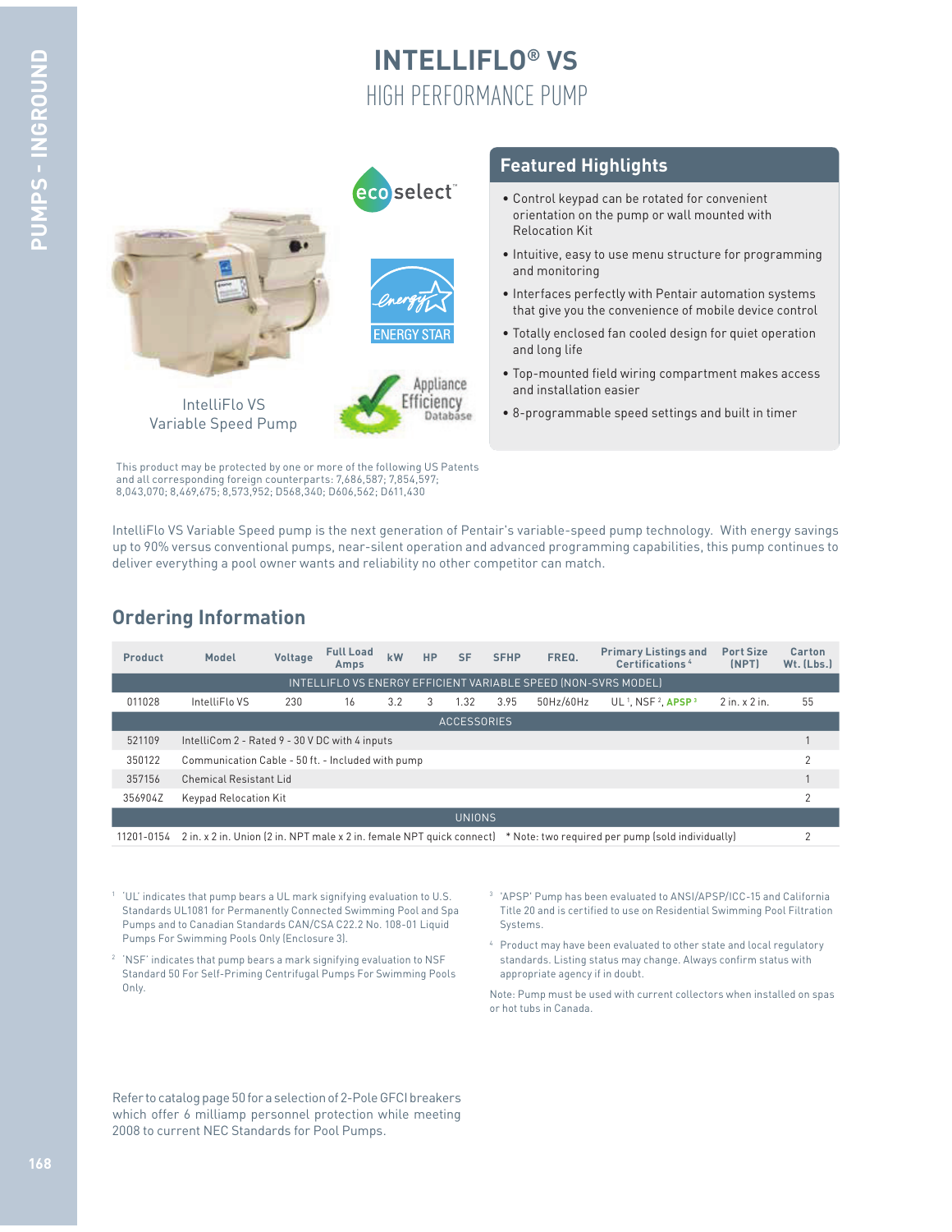# INTELLIFLO® VS

## HIGH PERFORMANCE PUMP

IntelliFlo VS
Variable Speed Pump

### Featured Highlights

- Control keypad can be rotated for convenient orientation on the pump or wall mounted with Relocation Kit
- Intuitive, easy to use menu structure for programming and monitoring
- Interfaces perfectly with Pentair automation systems that give you the convenience of mobile device control
- Totally enclosed fan cooled design for quiet operation and long life
- Top-mounted field wiring compartment makes access and installation easier
- 8-programmable speed settings and built in timer

This product may be protected by one or more of the following US Patents and all corresponding foreign counterparts: 7,686,587; 7,854,597; 8,043,070; 8,469,675; 8,573,952; D568,340; D606,562; D611,430

IntelliFlo VS Variable Speed pump is the next generation of Pentair's variable-speed pump technology. With energy savings up to 90% versus conventional pumps, near-silent operation and advanced programming capabilities, this pump continues to deliver everything a pool owner wants and reliability no other competitor can match.

## Ordering Information

| Product | Model | Voltage | Full Load Amps | kW | HP | SF | SFHP | FREQ. | Primary Listings and Certifications [4] | Port Size (NPT) | Carton Wt. (Lbs.) |
|---|---|---|---|---|---|---|---|---|---|---|---|
| INTELLIFLO VS ENERGY EFFICIENT VARIABLE SPEED (NON-SVRS MODEL) | | | | | | | | | | | |
| 011028 | IntelliFlo VS | 230 | 16 | 3.2 | 3 | 1.32 | 3.95 | 50Hz/60Hz | UL [1], NSF [2], APSP [3] | 2 in. x 2 in. | 55 |
| ACCESSORIES | | | | | | | | | | | |
| 521109 | IntelliCom 2 - Rated 9 - 30 V DC with 4 inputs | | | | | | | | | | 1 |
| 350122 | Communication Cable - 50 ft. - Included with pump | | | | | | | | | | 2 |
| 357156 | Chemical Resistant Lid | | | | | | | | | | 1 |
| 356904Z | Keypad Relocation Kit | | | | | | | | | | 2 |
| UNIONS | | | | | | | | | | | |
| 11201-0154 | 2 in. x 2 in. Union (2 in. NPT male x 2 in. female NPT quick connect) * Note: two required per pump (sold individually) | | | | | | | | | | 2 |

[1] 'UL' indicates that pump bears a UL mark signifying evaluation to U.S. Standards UL1081 for Permanently Connected Swimming Pool and Spa Pumps and to Canadian Standards CAN/CSA C22.2 No. 108-01 Liquid Pumps For Swimming Pools Only (Enclosure 3).

[2] 'NSF' indicates that pump bears a mark signifying evaluation to NSF Standard 50 For Self-Priming Centrifugal Pumps For Swimming Pools Only.

[3] 'APSP' Pump has been evaluated to ANSI/APSP/ICC-15 and California Title 20 and is certified to use on Residential Swimming Pool Filtration Systems.

[4] Product may have been evaluated to other state and local regulatory standards. Listing status may change. Always confirm status with appropriate agency if in doubt.

Note: Pump must be used with current collectors when installed on spas or hot tubs in Canada.

Refer to catalog page 50 for a selection of 2-Pole GFCI breakers which offer 6 milliamp personnel protection while meeting 2008 to current NEC Standards for Pool Pumps.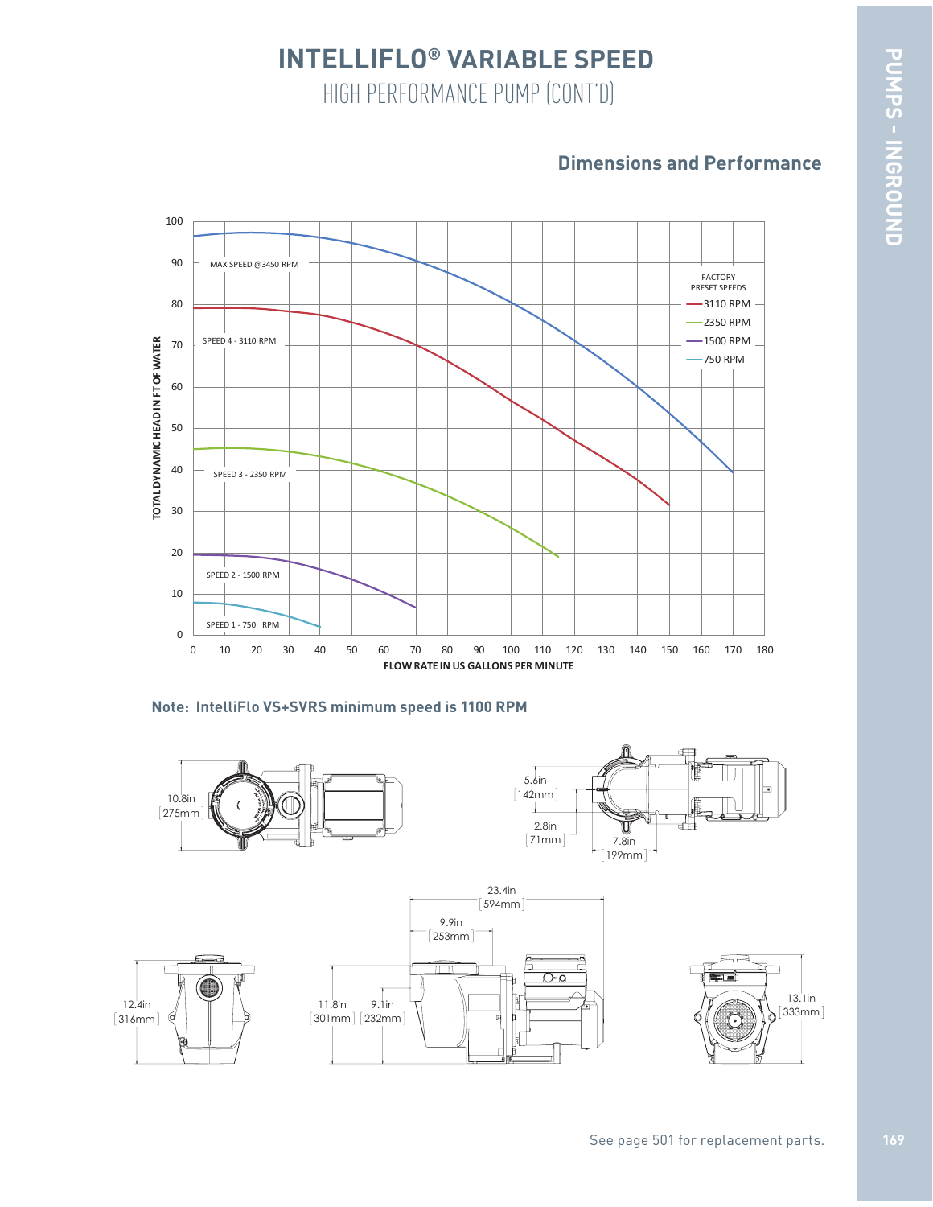# INTELLIFLO® VARIABLE SPEED

## HIGH PERFORMANCE PUMP (CONT'D)

### Dimensions and Performance

MAX SPEED @3450 RPM

SPEED 4 - 3110 RPM

SPEED 3 - 2350 RPM

SPEED 2 - 1500 RPM

SPEED 1 - 750 RPM

FACTORY PRESET SPEEDS

3110 RPM

2350 RPM

1500 RPM

750 RPM

TOTAL DYNAMIC HEAD IN FT OF WATER

0 10 20 30 40 50 60 70 80 90 100

FLOW RATE IN US GALLONS PER MINUTE

0 10 20 30 40 50 60 70 80 90 100 110 120 130 140 150 160 170 180

**Note: IntelliFlo VS+SVRS minimum speed is 1100 RPM**

10.8in [275mm]

5.6in [142mm]

2.8in [71mm]

7.8in [199mm]

23.4in [594mm]

9.9in [253mm]

12.4in [316mm]

11.8in [301mm]

9.1in [232mm]

13.1in [333mm]

See page 501 for replacement parts.